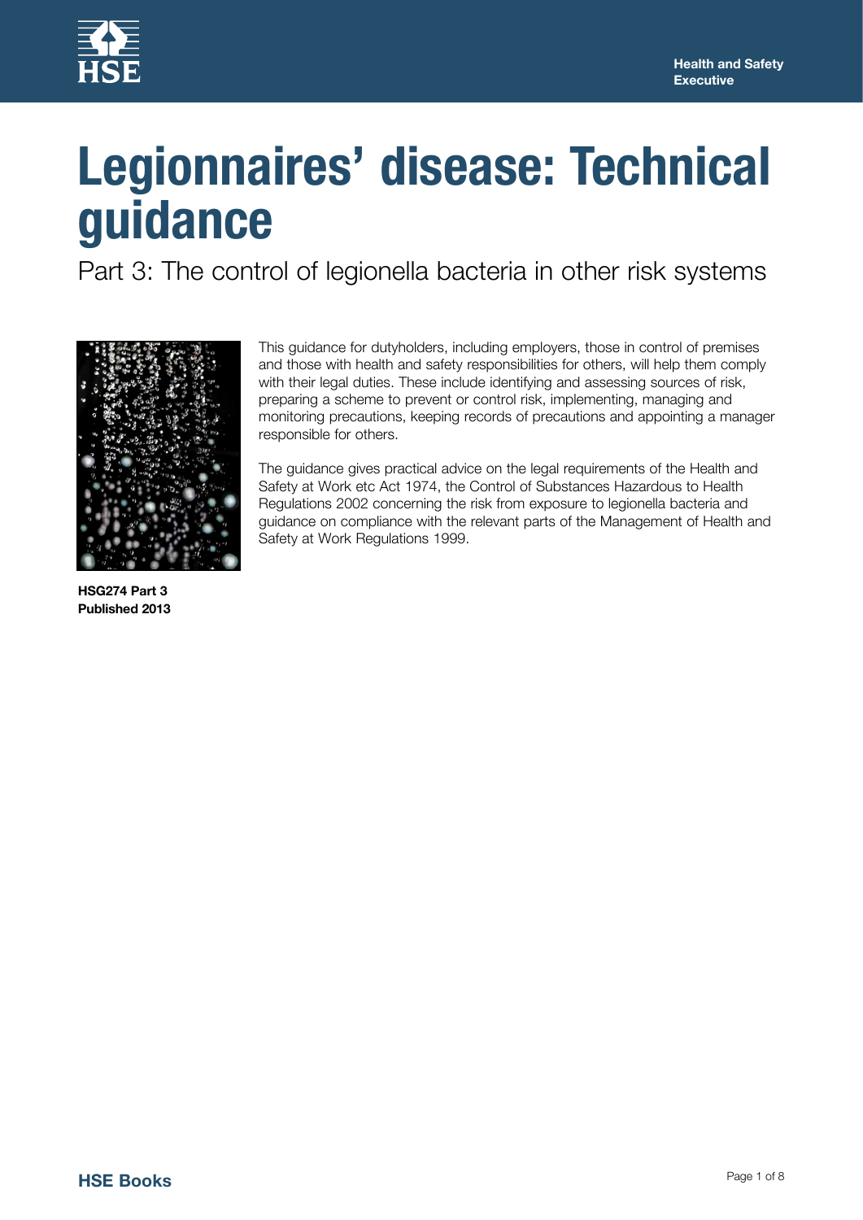Health and Safety Executive

# Legionnaires' disease: Technical guidance

## Part 3: The control of legionella bacteria in other risk systems

This guidance for dutyholders, including employers, those in control of premises and those with health and safety responsibilities for others, will help them comply with their legal duties. These include identifying and assessing sources of risk, preparing a scheme to prevent or control risk, implementing, managing and monitoring precautions, keeping records of precautions and appointing a manager responsible for others.

The guidance gives practical advice on the legal requirements of the Health and Safety at Work etc Act 1974, the Control of Substances Hazardous to Health Regulations 2002 concerning the risk from exposure to legionella bacteria and guidance on compliance with the relevant parts of the Management of Health and Safety at Work Regulations 1999.

**HSG274 Part 3**
**Published 2013**

**HSE Books**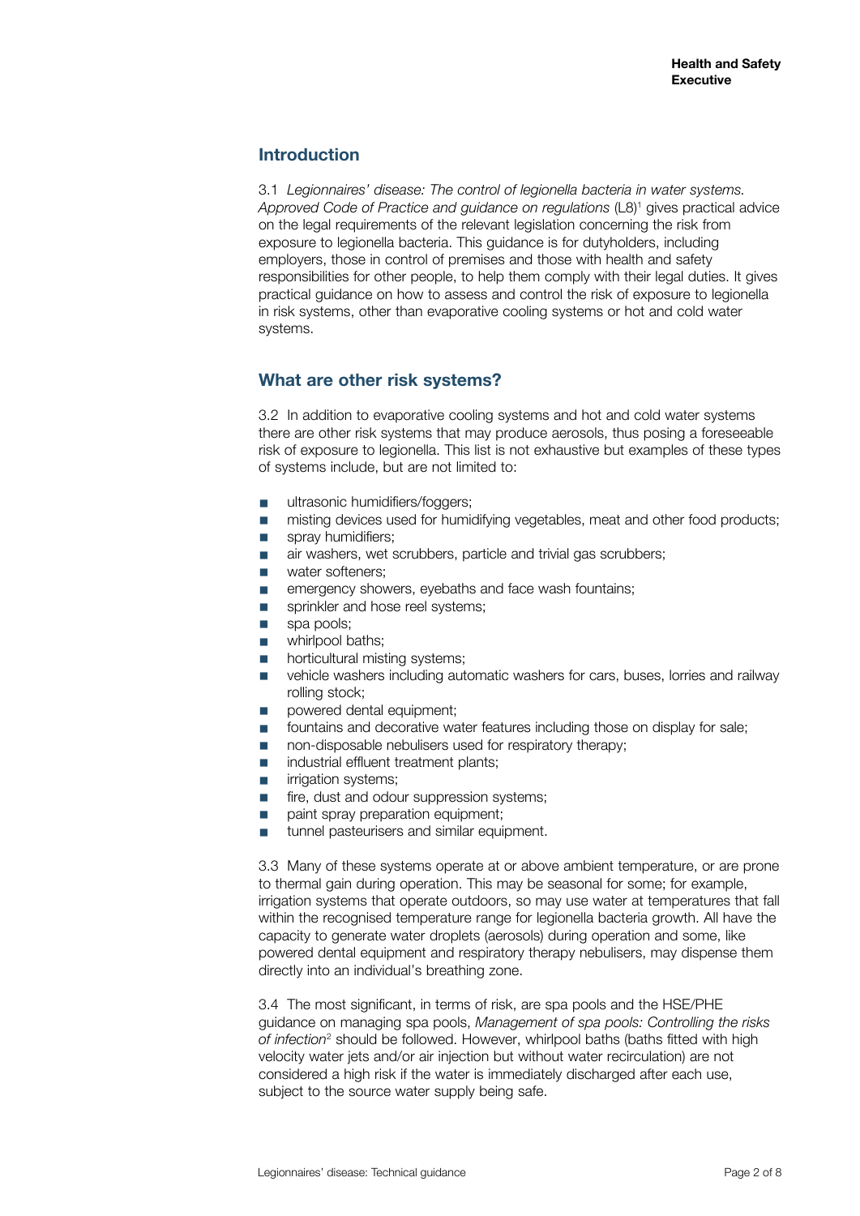## Introduction

3.1 *Legionnaires' disease: The control of legionella bacteria in water systems. Approved Code of Practice and guidance on regulations* (L8)[1] gives practical advice on the legal requirements of the relevant legislation concerning the risk from exposure to legionella bacteria. This guidance is for dutyholders, including employers, those in control of premises and those with health and safety responsibilities for other people, to help them comply with their legal duties. It gives practical guidance on how to assess and control the risk of exposure to legionella in risk systems, other than evaporative cooling systems or hot and cold water systems.

## What are other risk systems?

3.2 In addition to evaporative cooling systems and hot and cold water systems there are other risk systems that may produce aerosols, thus posing a foreseeable risk of exposure to legionella. This list is not exhaustive but examples of these types of systems include, but are not limited to:

- ultrasonic humidifiers/foggers;
- misting devices used for humidifying vegetables, meat and other food products;
- spray humidifiers;
- air washers, wet scrubbers, particle and trivial gas scrubbers;
- water softeners;
- emergency showers, eyebaths and face wash fountains;
- sprinkler and hose reel systems;
- spa pools;
- whirlpool baths;
- horticultural misting systems;
- vehicle washers including automatic washers for cars, buses, lorries and railway rolling stock;
- powered dental equipment;
- fountains and decorative water features including those on display for sale;
- non-disposable nebulisers used for respiratory therapy;
- industrial effluent treatment plants;
- irrigation systems;
- fire, dust and odour suppression systems;
- paint spray preparation equipment;
- tunnel pasteurisers and similar equipment.

3.3 Many of these systems operate at or above ambient temperature, or are prone to thermal gain during operation. This may be seasonal for some; for example, irrigation systems that operate outdoors, so may use water at temperatures that fall within the recognised temperature range for legionella bacteria growth. All have the capacity to generate water droplets (aerosols) during operation and some, like powered dental equipment and respiratory therapy nebulisers, may dispense them directly into an individual's breathing zone.

3.4 The most significant, in terms of risk, are spa pools and the HSE/PHE guidance on managing spa pools, *Management of spa pools: Controlling the risks of infection*[2] should be followed. However, whirlpool baths (baths fitted with high velocity water jets and/or air injection but without water recirculation) are not considered a high risk if the water is immediately discharged after each use, subject to the source water supply being safe.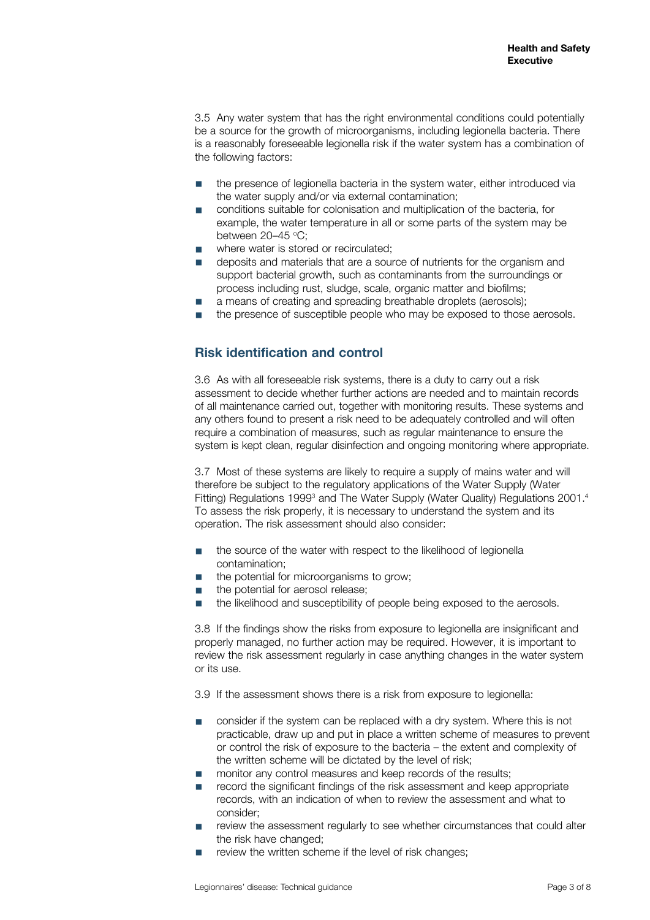3.5 Any water system that has the right environmental conditions could potentially be a source for the growth of microorganisms, including legionella bacteria. There is a reasonably foreseeable legionella risk if the water system has a combination of the following factors:

- the presence of legionella bacteria in the system water, either introduced via the water supply and/or via external contamination;
- conditions suitable for colonisation and multiplication of the bacteria, for example, the water temperature in all or some parts of the system may be between 20–45 °C;
- where water is stored or recirculated;
- deposits and materials that are a source of nutrients for the organism and support bacterial growth, such as contaminants from the surroundings or process including rust, sludge, scale, organic matter and biofilms;
- a means of creating and spreading breathable droplets (aerosols);
- the presence of susceptible people who may be exposed to those aerosols.

## Risk identification and control

3.6 As with all foreseeable risk systems, there is a duty to carry out a risk assessment to decide whether further actions are needed and to maintain records of all maintenance carried out, together with monitoring results. These systems and any others found to present a risk need to be adequately controlled and will often require a combination of measures, such as regular maintenance to ensure the system is kept clean, regular disinfection and ongoing monitoring where appropriate.

3.7 Most of these systems are likely to require a supply of mains water and will therefore be subject to the regulatory applications of the Water Supply (Water Fitting) Regulations 1999[3] and The Water Supply (Water Quality) Regulations 2001.[4] To assess the risk properly, it is necessary to understand the system and its operation. The risk assessment should also consider:

- the source of the water with respect to the likelihood of legionella contamination;
- the potential for microorganisms to grow;
- the potential for aerosol release;
- the likelihood and susceptibility of people being exposed to the aerosols.

3.8 If the findings show the risks from exposure to legionella are insignificant and properly managed, no further action may be required. However, it is important to review the risk assessment regularly in case anything changes in the water system or its use.

3.9 If the assessment shows there is a risk from exposure to legionella:

- consider if the system can be replaced with a dry system. Where this is not practicable, draw up and put in place a written scheme of measures to prevent or control the risk of exposure to the bacteria – the extent and complexity of the written scheme will be dictated by the level of risk;
- monitor any control measures and keep records of the results;
- record the significant findings of the risk assessment and keep appropriate records, with an indication of when to review the assessment and what to consider;
- review the assessment regularly to see whether circumstances that could alter the risk have changed;
- review the written scheme if the level of risk changes;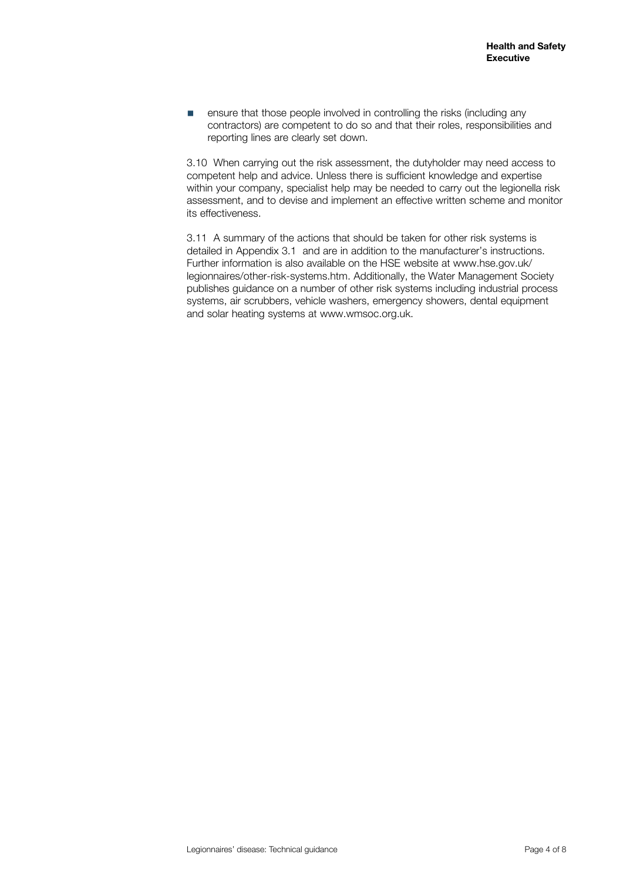- ensure that those people involved in controlling the risks (including any contractors) are competent to do so and that their roles, responsibilities and reporting lines are clearly set down.

3.10 When carrying out the risk assessment, the dutyholder may need access to competent help and advice. Unless there is sufficient knowledge and expertise within your company, specialist help may be needed to carry out the legionella risk assessment, and to devise and implement an effective written scheme and monitor its effectiveness.

3.11 A summary of the actions that should be taken for other risk systems is detailed in Appendix 3.1 and are in addition to the manufacturer's instructions. Further information is also available on the HSE website at www.hse.gov.uk/legionnaires/other-risk-systems.htm. Additionally, the Water Management Society publishes guidance on a number of other risk systems including industrial process systems, air scrubbers, vehicle washers, emergency showers, dental equipment and solar heating systems at www.wmsoc.org.uk.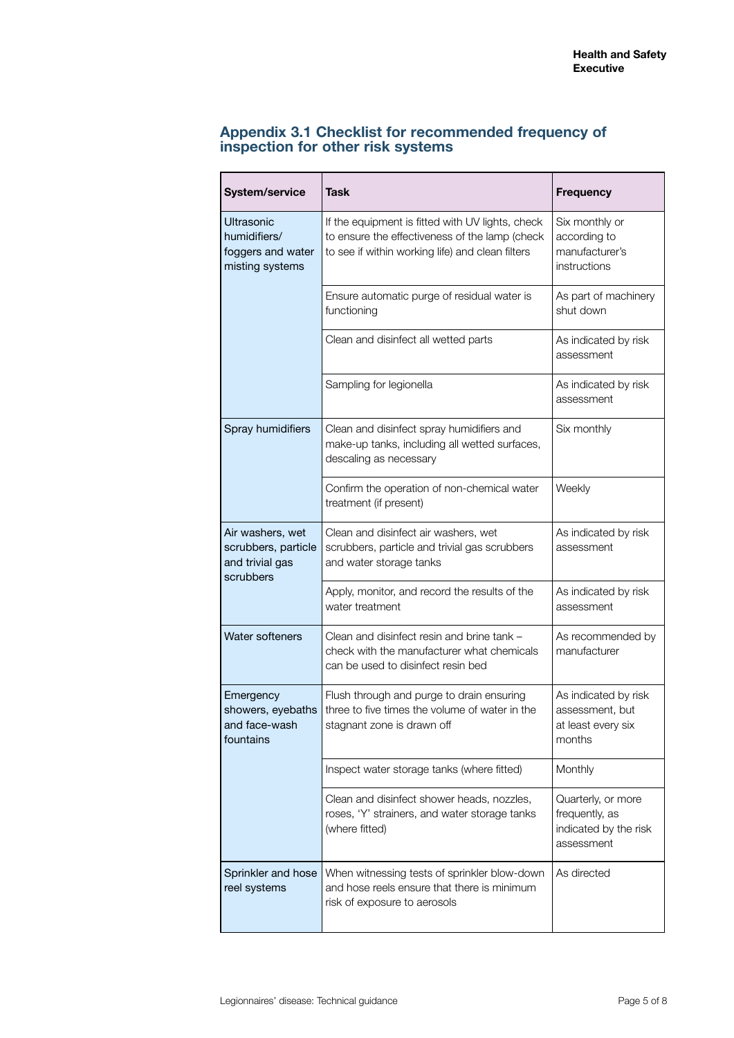## Appendix 3.1 Checklist for recommended frequency of inspection for other risk systems

| System/service | Task | Frequency |
|---|---|---|
| Ultrasonic humidifiers/ foggers and water misting systems | If the equipment is fitted with UV lights, check to ensure the effectiveness of the lamp (check to see if within working life) and clean filters | Six monthly or according to manufacturer's instructions |
| | Ensure automatic purge of residual water is functioning | As part of machinery shut down |
| | Clean and disinfect all wetted parts | As indicated by risk assessment |
| | Sampling for legionella | As indicated by risk assessment |
| Spray humidifiers | Clean and disinfect spray humidifiers and make-up tanks, including all wetted surfaces, descaling as necessary | Six monthly |
| | Confirm the operation of non-chemical water treatment (if present) | Weekly |
| Air washers, wet scrubbers, particle and trivial gas scrubbers | Clean and disinfect air washers, wet scrubbers, particle and trivial gas scrubbers and water storage tanks | As indicated by risk assessment |
| | Apply, monitor, and record the results of the water treatment | As indicated by risk assessment |
| Water softeners | Clean and disinfect resin and brine tank – check with the manufacturer what chemicals can be used to disinfect resin bed | As recommended by manufacturer |
| Emergency showers, eyebaths and face-wash fountains | Flush through and purge to drain ensuring three to five times the volume of water in the stagnant zone is drawn off | As indicated by risk assessment, but at least every six months |
| | Inspect water storage tanks (where fitted) | Monthly |
| | Clean and disinfect shower heads, nozzles, roses, 'Y' strainers, and water storage tanks (where fitted) | Quarterly, or more frequently, as indicated by the risk assessment |
| Sprinkler and hose reel systems | When witnessing tests of sprinkler blow-down and hose reels ensure that there is minimum risk of exposure to aerosols | As directed |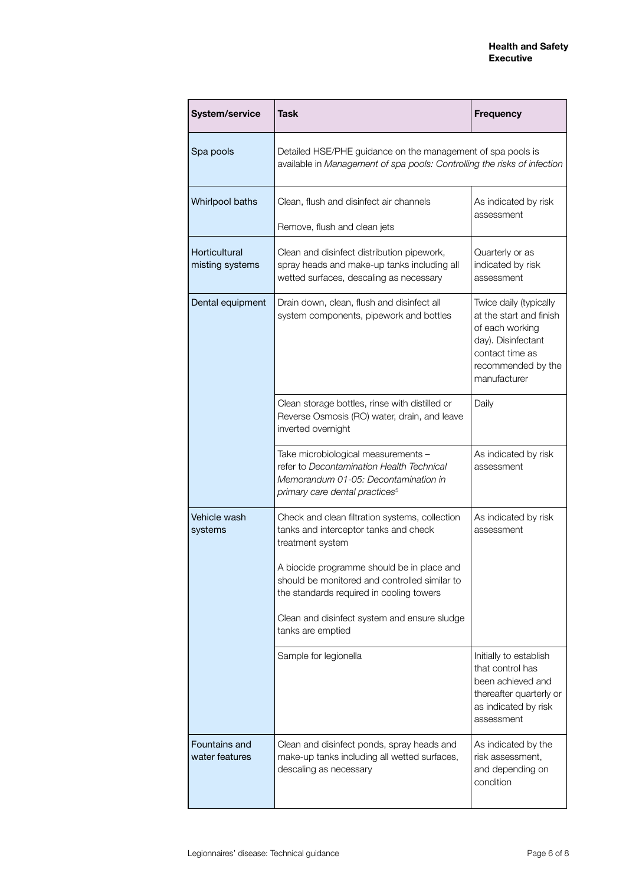| System/service | Task | Frequency |
|---|---|---|
| Spa pools | Detailed HSE/PHE guidance on the management of spa pools is available in *Management of spa pools: Controlling the risks of infection* | |
| Whirlpool baths | Clean, flush and disinfect air channels<br><br>Remove, flush and clean jets | As indicated by risk assessment |
| Horticultural misting systems | Clean and disinfect distribution pipework, spray heads and make-up tanks including all wetted surfaces, descaling as necessary | Quarterly or as indicated by risk assessment |
| Dental equipment | Drain down, clean, flush and disinfect all system components, pipework and bottles | Twice daily (typically at the start and finish of each working day). Disinfectant contact time as recommended by the manufacturer |
| | Clean storage bottles, rinse with distilled or Reverse Osmosis (RO) water, drain, and leave inverted overnight | Daily |
| | Take microbiological measurements – refer to *Decontamination Health Technical Memorandum 01-05: Decontamination in primary care dental practices*[5] | As indicated by risk assessment |
| Vehicle wash systems | Check and clean filtration systems, collection tanks and interceptor tanks and check treatment system<br><br>A biocide programme should be in place and should be monitored and controlled similar to the standards required in cooling towers<br><br>Clean and disinfect system and ensure sludge tanks are emptied | As indicated by risk assessment |
| | Sample for legionella | Initially to establish that control has been achieved and thereafter quarterly or as indicated by risk assessment |
| Fountains and water features | Clean and disinfect ponds, spray heads and make-up tanks including all wetted surfaces, descaling as necessary | As indicated by the risk assessment, and depending on condition |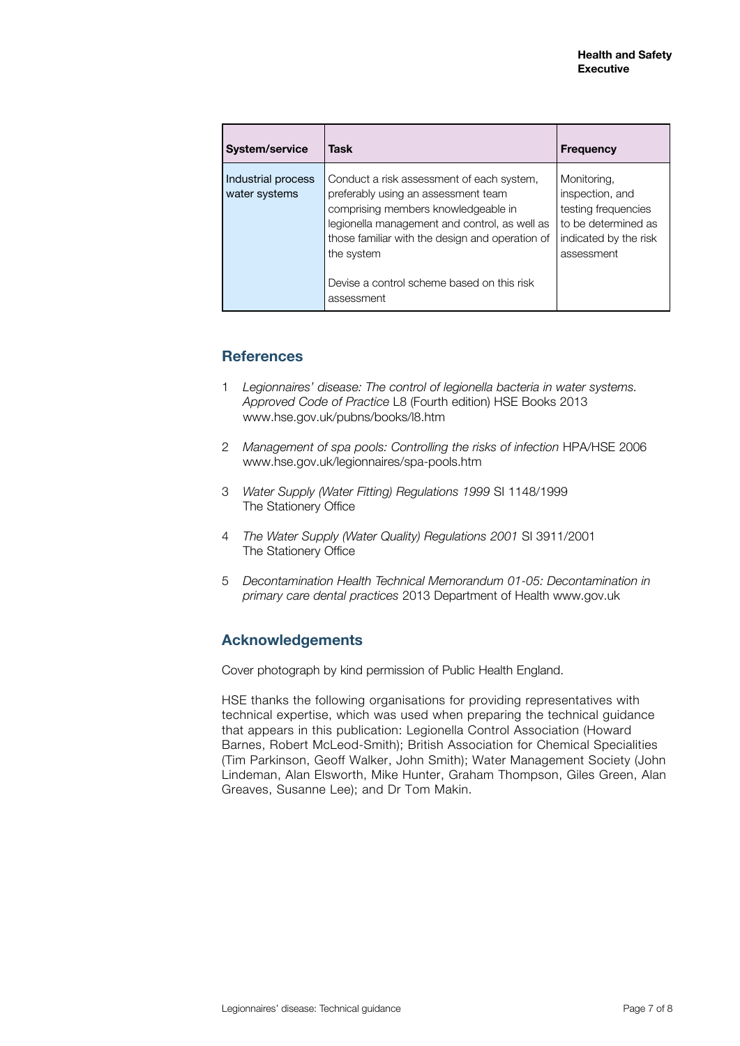| System/service | Task | Frequency |
|---|---|---|
| Industrial process water systems | Conduct a risk assessment of each system, preferably using an assessment team comprising members knowledgeable in legionella management and control, as well as those familiar with the design and operation of the system<br><br>Devise a control scheme based on this risk assessment | Monitoring, inspection, and testing frequencies to be determined as indicated by the risk assessment |

## References

1 *Legionnaires' disease: The control of legionella bacteria in water systems. Approved Code of Practice* L8 (Fourth edition) HSE Books 2013 www.hse.gov.uk/pubns/books/l8.htm

2 *Management of spa pools: Controlling the risks of infection* HPA/HSE 2006 www.hse.gov.uk/legionnaires/spa-pools.htm

3 *Water Supply (Water Fitting) Regulations 1999* SI 1148/1999 The Stationery Office

4 *The Water Supply (Water Quality) Regulations 2001* SI 3911/2001 The Stationery Office

5 *Decontamination Health Technical Memorandum 01-05: Decontamination in primary care dental practices* 2013 Department of Health www.gov.uk

## Acknowledgements

Cover photograph by kind permission of Public Health England.

HSE thanks the following organisations for providing representatives with technical expertise, which was used when preparing the technical guidance that appears in this publication: Legionella Control Association (Howard Barnes, Robert McLeod-Smith); British Association for Chemical Specialities (Tim Parkinson, Geoff Walker, John Smith); Water Management Society (John Lindeman, Alan Elsworth, Mike Hunter, Graham Thompson, Giles Green, Alan Greaves, Susanne Lee); and Dr Tom Makin.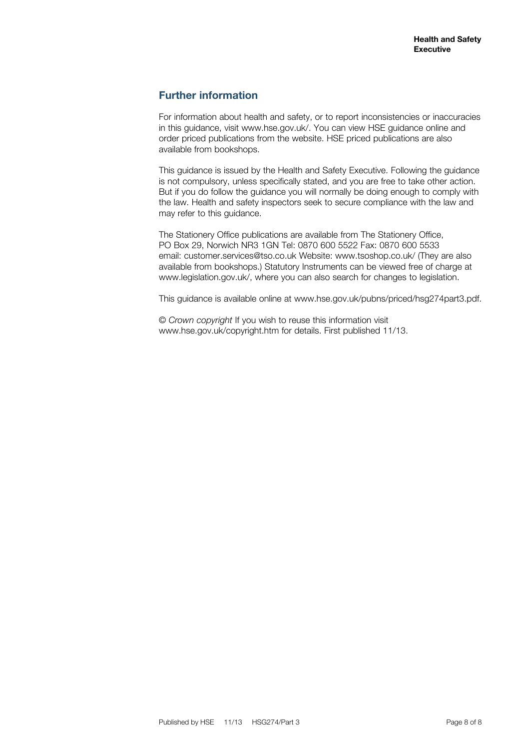## Further information

For information about health and safety, or to report inconsistencies or inaccuracies in this guidance, visit www.hse.gov.uk/. You can view HSE guidance online and order priced publications from the website. HSE priced publications are also available from bookshops.

This guidance is issued by the Health and Safety Executive. Following the guidance is not compulsory, unless specifically stated, and you are free to take other action. But if you do follow the guidance you will normally be doing enough to comply with the law. Health and safety inspectors seek to secure compliance with the law and may refer to this guidance.

The Stationery Office publications are available from The Stationery Office, PO Box 29, Norwich NR3 1GN Tel: 0870 600 5522 Fax: 0870 600 5533 email: customer.services@tso.co.uk Website: www.tsoshop.co.uk/ (They are also available from bookshops.) Statutory Instruments can be viewed free of charge at www.legislation.gov.uk/, where you can also search for changes to legislation.

This guidance is available online at www.hse.gov.uk/pubns/priced/hsg274part3.pdf.

© *Crown copyright* If you wish to reuse this information visit www.hse.gov.uk/copyright.htm for details. First published 11/13.